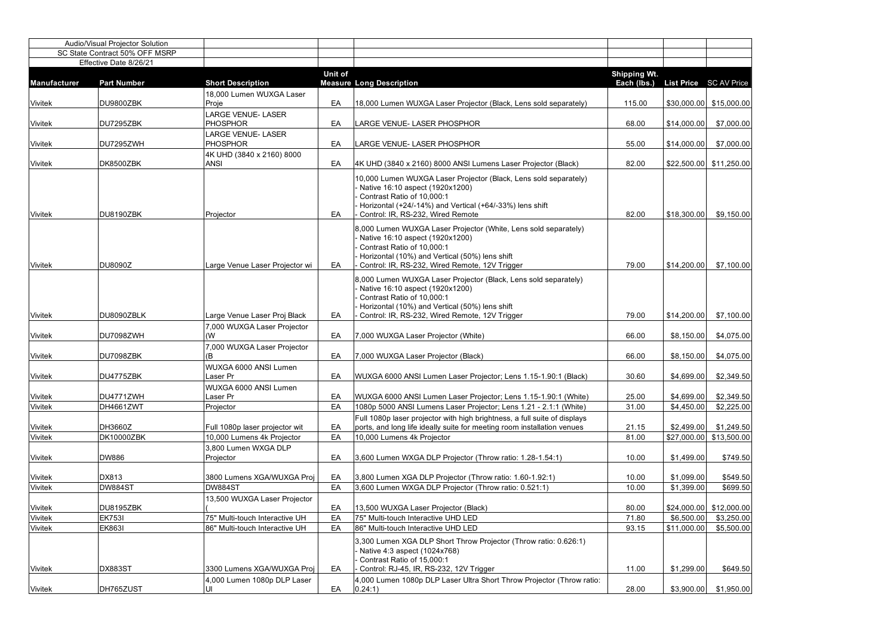| Audio/Visual Projector Solution | | | | | | | |
|---|---|---|---|---|---|---|---|
| SC State Contract 50% OFF MSRP | | | | | | | |
| Effective Date 8/26/21 | | | | | | | |
| **Manufacturer** | **Part Number** | **Short Description** | **Unit of Measure** | **Long Description** | **Shipping Wt. Each (lbs.)** | **List Price** | **SC AV Price** |
| Vivitek | DU9800ZBK | 18,000 Lumen WUXGA Laser Proje | EA | 18,000 Lumen WUXGA Laser Projector (Black, Lens sold separately) | 115.00 | $30,000.00 | $15,000.00 |
| Vivitek | DU7295ZBK | LARGE VENUE- LASER PHOSPHOR | EA | LARGE VENUE- LASER PHOSPHOR | 68.00 | $14,000.00 | $7,000.00 |
| Vivitek | DU7295ZWH | LARGE VENUE- LASER PHOSPHOR | EA | LARGE VENUE- LASER PHOSPHOR | 55.00 | $14,000.00 | $7,000.00 |
| Vivitek | DK8500ZBK | 4K UHD (3840 x 2160) 8000 ANSI | EA | 4K UHD (3840 x 2160) 8000 ANSI Lumens Laser Projector (Black) | 82.00 | $22,500.00 | $11,250.00 |
| Vivitek | DU8190ZBK | Projector | EA | 10,000 Lumen WUXGA Laser Projector (Black, Lens sold separately)<br>- Native 16:10 aspect (1920x1200)<br>- Contrast Ratio of 10,000:1<br>- Horizontal (+24/-14%) and Vertical (+64/-33%) lens shift<br>- Control: IR, RS-232, Wired Remote | 82.00 | $18,300.00 | $9,150.00 |
| Vivitek | DU8090Z | Large Venue Laser Projector wi | EA | 8,000 Lumen WUXGA Laser Projector (White, Lens sold separately)<br>- Native 16:10 aspect (1920x1200)<br>- Contrast Ratio of 10,000:1<br>- Horizontal (10%) and Vertical (50%) lens shift<br>- Control: IR, RS-232, Wired Remote, 12V Trigger | 79.00 | $14,200.00 | $7,100.00 |
| Vivitek | DU8090ZBLK | Large Venue Laser Proj Black | EA | 8,000 Lumen WUXGA Laser Projector (Black, Lens sold separately)<br>- Native 16:10 aspect (1920x1200)<br>- Contrast Ratio of 10,000:1<br>- Horizontal (10%) and Vertical (50%) lens shift<br>- Control: IR, RS-232, Wired Remote, 12V Trigger | 79.00 | $14,200.00 | $7,100.00 |
| Vivitek | DU7098ZWH | 7,000 WUXGA Laser Projector (W | EA | 7,000 WUXGA Laser Projector (White) | 66.00 | $8,150.00 | $4,075.00 |
| Vivitek | DU7098ZBK | 7,000 WUXGA Laser Projector (B | EA | 7,000 WUXGA Laser Projector (Black) | 66.00 | $8,150.00 | $4,075.00 |
| Vivitek | DU4775ZBK | WUXGA 6000 ANSI Lumen Laser Pr | EA | WUXGA 6000 ANSI Lumen Laser Projector; Lens 1.15-1.90:1 (Black) | 30.60 | $4,699.00 | $2,349.50 |
| Vivitek | DU4771ZWH | WUXGA 6000 ANSI Lumen Laser Pr | EA | WUXGA 6000 ANSI Lumen Laser Projector; Lens 1.15-1.90:1 (White) | 25.00 | $4,699.00 | $2,349.50 |
| Vivitek | DH4661ZWT | Projector | EA | 1080p 5000 ANSI Lumens Laser Projector; Lens 1.21 - 2.1:1 (White) | 31.00 | $4,450.00 | $2,225.00 |
| Vivitek | DH3660Z | Full 1080p laser projector wit | EA | Full 1080p laser projector with high brightness, a full suite of displays ports, and long life ideally suite for meeting room installation venues | 21.15 | $2,499.00 | $1,249.50 |
| Vivitek | DK10000ZBK | 10,000 Lumens 4k Projector | EA | 10,000 Lumens 4k Projector | 81.00 | $27,000.00 | $13,500.00 |
| Vivitek | DW886 | 3,800 Lumen WXGA DLP Projector | EA | 3,600 Lumen WXGA DLP Projector (Throw ratio: 1.28-1.54:1) | 10.00 | $1,499.00 | $749.50 |
| Vivitek | DX813 | 3800 Lumens XGA/WUXGA Proj | EA | 3,800 Lumen XGA DLP Projector (Throw ratio: 1.60-1.92:1) | 10.00 | $1,099.00 | $549.50 |
| Vivitek | DW884ST | DW884ST | EA | 3,600 Lumen WXGA DLP Projector (Throw ratio: 0.521:1) | 10.00 | $1,399.00 | $699.50 |
| Vivitek | DU8195ZBK | 13,500 WUXGA Laser Projector ( | EA | 13,500 WUXGA Laser Projector (Black) | 80.00 | $24,000.00 | $12,000.00 |
| Vivitek | EK753I | 75" Multi-touch Interactive UH | EA | 75" Multi-touch Interactive UHD LED | 71.80 | $6,500.00 | $3,250.00 |
| Vivitek | EK863I | 86" Multi-touch Interactive UH | EA | 86" Multi-touch Interactive UHD LED | 93.15 | $11,000.00 | $5,500.00 |
| Vivitek | DX883ST | 3300 Lumens XGA/WUXGA Proj | EA | 3,300 Lumen XGA DLP Short Throw Projector (Throw ratio: 0.626:1)<br>- Native 4:3 aspect (1024x768)<br>- Contrast Ratio of 15,000:1<br>- Control: RJ-45, IR, RS-232, 12V Trigger | 11.00 | $1,299.00 | $649.50 |
| Vivitek | DH765ZUST | 4,000 Lumen 1080p DLP Laser Ul | EA | 4,000 Lumen 1080p DLP Laser Ultra Short Throw Projector (Throw ratio: 0.24:1) | 28.00 | $3,900.00 | $1,950.00 |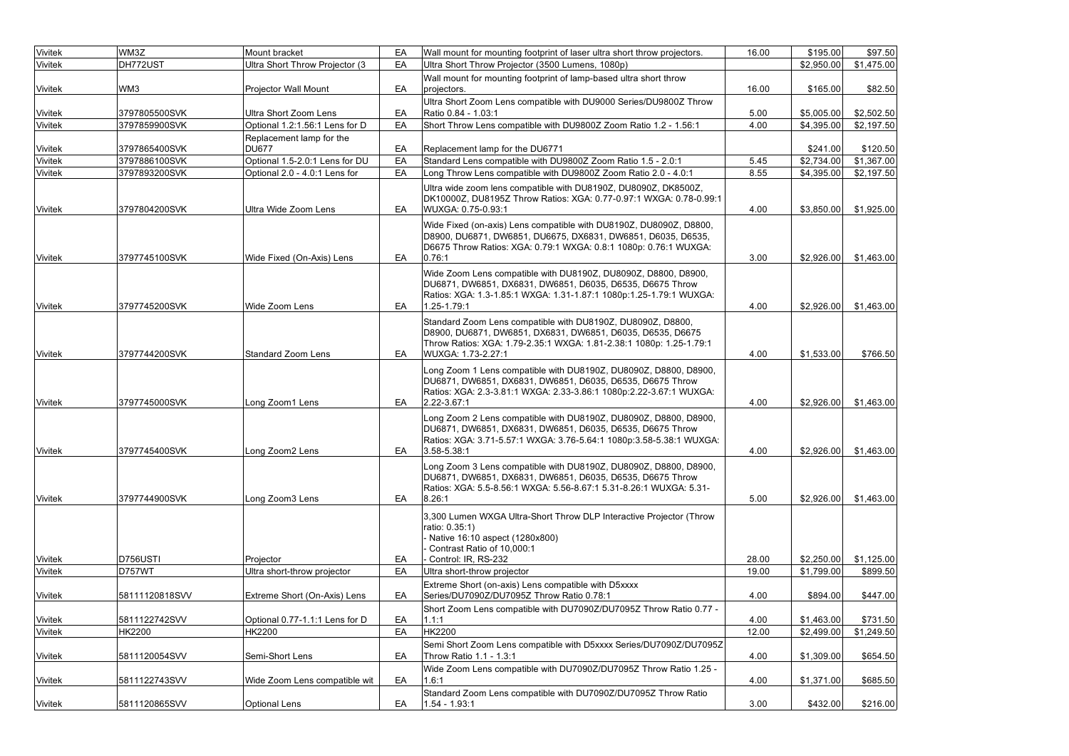| Vivitek | WM3Z | Mount bracket | EA | Wall mount for mounting footprint of laser ultra short throw projectors. | 16.00 | $195.00 | $97.50 |
|---|---|---|---|---|---|---|---|
| Vivitek | DH772UST | Ultra Short Throw Projector (3 | EA | Ultra Short Throw Projector (3500 Lumens, 1080p) | | $2,950.00 | $1,475.00 |
| Vivitek | WM3 | Projector Wall Mount | EA | Wall mount for mounting footprint of lamp-based ultra short throw projectors. | 16.00 | $165.00 | $82.50 |
| Vivitek | 3797805500SVK | Ultra Short Zoom Lens | EA | Ultra Short Zoom Lens compatible with DU9000 Series/DU9800Z Throw Ratio 0.84 - 1.03:1 | 5.00 | $5,005.00 | $2,502.50 |
| Vivitek | 3797859900SVK | Optional 1.2:1.56:1 Lens for D | EA | Short Throw Lens compatible with DU9800Z Zoom Ratio 1.2 - 1.56:1 | 4.00 | $4,395.00 | $2,197.50 |
| Vivitek | 3797865400SVK | Replacement lamp for the DU677 | EA | Replacement lamp for the DU6771 | | $241.00 | $120.50 |
| Vivitek | 3797886100SVK | Optional 1.5-2.0:1 Lens for DU | EA | Standard Lens compatible with DU9800Z Zoom Ratio 1.5 - 2.0:1 | 5.45 | $2,734.00 | $1,367.00 |
| Vivitek | 3797893200SVK | Optional 2.0 - 4.0:1 Lens for | EA | Long Throw Lens compatible with DU9800Z Zoom Ratio 2.0 - 4.0:1 | 8.55 | $4,395.00 | $2,197.50 |
| Vivitek | 3797804200SVK | Ultra Wide Zoom Lens | EA | Ultra wide zoom lens compatible with DU8190Z, DU8090Z, DK8500Z, DK10000Z, DU8195Z Throw Ratios: XGA: 0.77-0.97:1 WXGA: 0.78-0.99:1 WUXGA: 0.75-0.93:1 | 4.00 | $3,850.00 | $1,925.00 |
| Vivitek | 3797745100SVK | Wide Fixed (On-Axis) Lens | EA | Wide Fixed (on-axis) Lens compatible with DU8190Z, DU8090Z, D8800, D8900, DU6871, DW6851, DU6675, DX6831, DW6851, D6035, D6535, D6675 Throw Ratios: XGA: 0.79:1 WXGA: 0.8:1 1080p: 0.76:1 WUXGA: 0.76:1 | 3.00 | $2,926.00 | $1,463.00 |
| Vivitek | 3797745200SVK | Wide Zoom Lens | EA | Wide Zoom Lens compatible with DU8190Z, DU8090Z, D8800, D8900, DU6871, DW6851, DX6831, DW6851, D6035, D6535, D6675 Throw Ratios: XGA: 1.3-1.85:1 WXGA: 1.31-1.87:1 1080p:1.25-1.79:1 WUXGA: 1.25-1.79:1 | 4.00 | $2,926.00 | $1,463.00 |
| Vivitek | 3797744200SVK | Standard Zoom Lens | EA | Standard Zoom Lens compatible with DU8190Z, DU8090Z, D8800, D8900, DU6871, DW6851, DX6831, DW6851, D6035, D6535, D6675 Throw Ratios: XGA: 1.79-2.35:1 WXGA: 1.81-2.38:1 1080p: 1.25-1.79:1 WUXGA: 1.73-2.27:1 | 4.00 | $1,533.00 | $766.50 |
| Vivitek | 3797745000SVK | Long Zoom1 Lens | EA | Long Zoom 1 Lens compatible with DU8190Z, DU8090Z, D8800, D8900, DU6871, DW6851, DX6831, DW6851, D6035, D6535, D6675 Throw Ratios: XGA: 2.3-3.81:1 WXGA: 2.33-3.86:1 1080p:2.22-3.67:1 WUXGA: 2.22-3.67:1 | 4.00 | $2,926.00 | $1,463.00 |
| Vivitek | 3797745400SVK | Long Zoom2 Lens | EA | Long Zoom 2 Lens compatible with DU8190Z, DU8090Z, D8800, D8900, DU6871, DW6851, DX6831, DW6851, D6035, D6535, D6675 Throw Ratios: XGA: 3.71-5.57:1 WXGA: 3.76-5.64:1 1080p:3.58-5.38:1 WUXGA: 3.58-5.38:1 | 4.00 | $2,926.00 | $1,463.00 |
| Vivitek | 3797744900SVK | Long Zoom3 Lens | EA | Long Zoom 3 Lens compatible with DU8190Z, DU8090Z, D8800, D8900, DU6871, DW6851, DX6831, DW6851, D6035, D6535, D6675 Throw Ratios: XGA: 5.5-8.56:1 WXGA: 5.56-8.67:1 5.31-8.26:1 WUXGA: 5.31-8.26:1 | 5.00 | $2,926.00 | $1,463.00 |
| Vivitek | D756USTI | Projector | EA | 3,300 Lumen WXGA Ultra-Short Throw DLP Interactive Projector (Throw ratio: 0.35:1)<br>- Native 16:10 aspect (1280x800)<br>- Contrast Ratio of 10,000:1<br>- Control: IR, RS-232 | 28.00 | $2,250.00 | $1,125.00 |
| Vivitek | D757WT | Ultra short-throw projector | EA | Ultra short-throw projector | 19.00 | $1,799.00 | $899.50 |
| Vivitek | 58111120818SVV | Extreme Short (On-Axis) Lens | EA | Extreme Short (on-axis) Lens compatible with D5xxxx Series/DU7090Z/DU7095Z Throw Ratio 0.78:1 | 4.00 | $894.00 | $447.00 |
| Vivitek | 5811122742SVV | Optional 0.77-1.1:1 Lens for D | EA | Short Zoom Lens compatible with DU7090Z/DU7095Z Throw Ratio 0.77 - 1.1:1 | 4.00 | $1,463.00 | $731.50 |
| Vivitek | HK2200 | HK2200 | EA | HK2200 | 12.00 | $2,499.00 | $1,249.50 |
| Vivitek | 5811120054SVV | Semi-Short Lens | EA | Semi Short Zoom Lens compatible with D5xxxx Series/DU7090Z/DU7095Z Throw Ratio 1.1 - 1.3:1 | 4.00 | $1,309.00 | $654.50 |
| Vivitek | 5811122743SVV | Wide Zoom Lens compatible wit | EA | Wide Zoom Lens compatible with DU7090Z/DU7095Z Throw Ratio 1.25 - 1.6:1 | 4.00 | $1,371.00 | $685.50 |
| Vivitek | 5811120865SVV | Optional Lens | EA | Standard Zoom Lens compatible with DU7090Z/DU7095Z Throw Ratio 1.54 - 1.93:1 | 3.00 | $432.00 | $216.00 |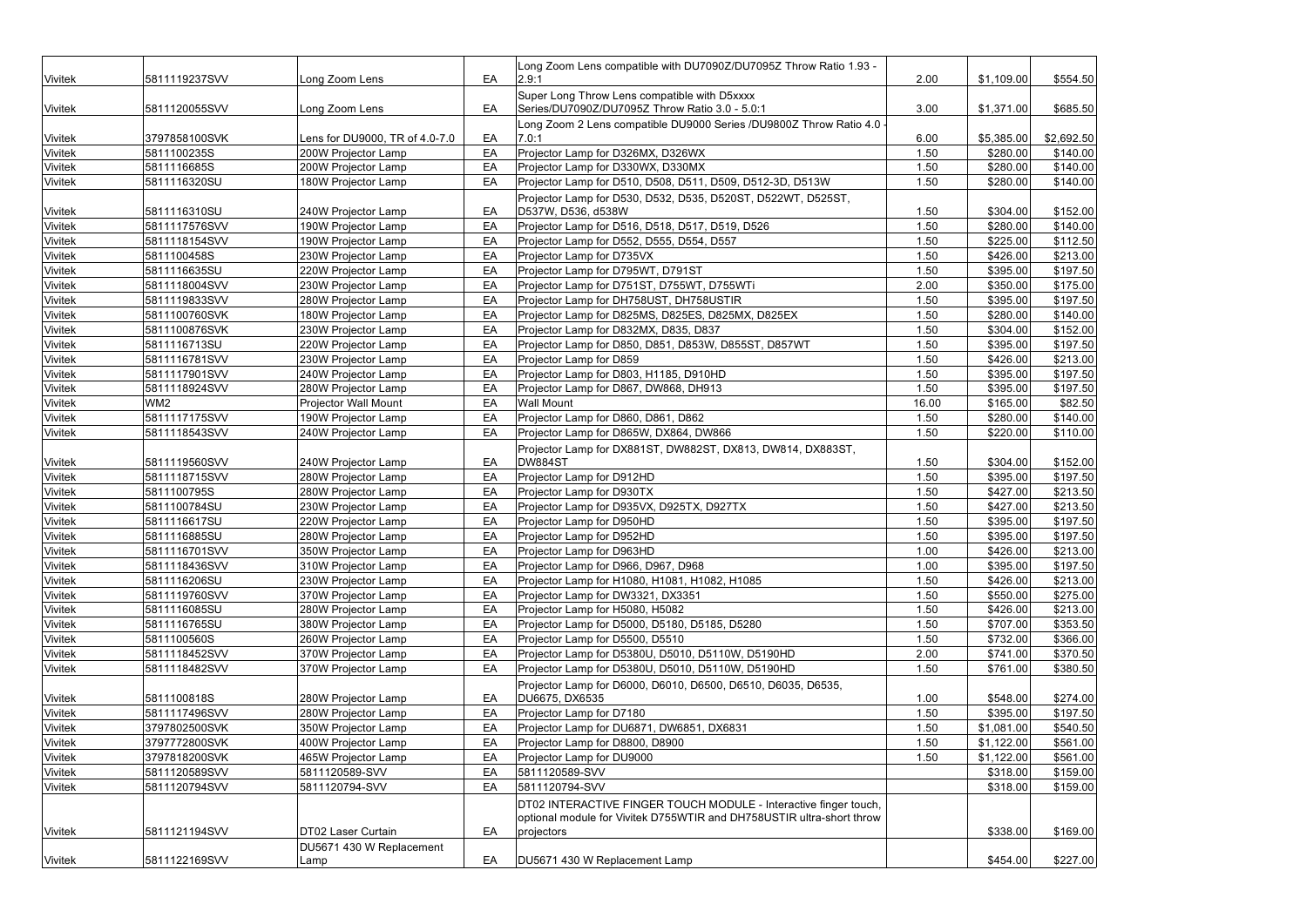| | | | | | | | |
|---|---|---|---|---|---|---|---|
| Vivitek | 5811119237SVV | Long Zoom Lens | EA | Long Zoom Lens compatible with DU7090Z/DU7095Z Throw Ratio 1.93 - 2.9:1 | 2.00 | $1,109.00 | $554.50 |
| Vivitek | 5811120055SVV | Long Zoom Lens | EA | Super Long Throw Lens compatible with D5xxxx Series/DU7090Z/DU7095Z Throw Ratio 3.0 - 5.0:1 | 3.00 | $1,371.00 | $685.50 |
| Vivitek | 3797858100SVK | Lens for DU9000, TR of 4.0-7.0 | EA | Long Zoom 2 Lens compatible DU9000 Series /DU9800Z Throw Ratio 4.0 - 7.0:1 | 6.00 | $5,385.00 | $2,692.50 |
| Vivitek | 5811100235S | 200W Projector Lamp | EA | Projector Lamp for D326MX, D326WX | 1.50 | $280.00 | $140.00 |
| Vivitek | 5811116685S | 200W Projector Lamp | EA | Projector Lamp for D330WX, D330MX | 1.50 | $280.00 | $140.00 |
| Vivitek | 5811116320SU | 180W Projector Lamp | EA | Projector Lamp for D510, D508, D511, D509, D512-3D, D513W | 1.50 | $280.00 | $140.00 |
| Vivitek | 5811116310SU | 240W Projector Lamp | EA | Projector Lamp for D530, D532, D535, D520ST, D522WT, D525ST, D537W, D536, d538W | 1.50 | $304.00 | $152.00 |
| Vivitek | 5811117576SVV | 190W Projector Lamp | EA | Projector Lamp for D516, D518, D517, D519, D526 | 1.50 | $280.00 | $140.00 |
| Vivitek | 5811118154SVV | 190W Projector Lamp | EA | Projector Lamp for D552, D555, D554, D557 | 1.50 | $225.00 | $112.50 |
| Vivitek | 5811100458S | 230W Projector Lamp | EA | Projector Lamp for D735VX | 1.50 | $426.00 | $213.00 |
| Vivitek | 5811116635SU | 220W Projector Lamp | EA | Projector Lamp for D795WT, D791ST | 1.50 | $395.00 | $197.50 |
| Vivitek | 5811118004SVV | 230W Projector Lamp | EA | Projector Lamp for D751ST, D755WT, D755WTi | 2.00 | $350.00 | $175.00 |
| Vivitek | 5811119833SVV | 280W Projector Lamp | EA | Projector Lamp for DH758UST, DH758USTIR | 1.50 | $395.00 | $197.50 |
| Vivitek | 5811100760SVK | 180W Projector Lamp | EA | Projector Lamp for D825MS, D825ES, D825MX, D825EX | 1.50 | $280.00 | $140.00 |
| Vivitek | 5811100876SVK | 230W Projector Lamp | EA | Projector Lamp for D832MX, D835, D837 | 1.50 | $304.00 | $152.00 |
| Vivitek | 5811116713SU | 220W Projector Lamp | EA | Projector Lamp for D850, D851, D853W, D855ST, D857WT | 1.50 | $395.00 | $197.50 |
| Vivitek | 5811116781SVV | 230W Projector Lamp | EA | Projector Lamp for D859 | 1.50 | $426.00 | $213.00 |
| Vivitek | 5811117901SVV | 240W Projector Lamp | EA | Projector Lamp for D803, H1185, D910HD | 1.50 | $395.00 | $197.50 |
| Vivitek | 5811118924SVV | 280W Projector Lamp | EA | Projector Lamp for D867, DW868, DH913 | 1.50 | $395.00 | $197.50 |
| Vivitek | WM2 | Projector Wall Mount | EA | Wall Mount | 16.00 | $165.00 | $82.50 |
| Vivitek | 5811117175SVV | 190W Projector Lamp | EA | Projector Lamp for D860, D861, D862 | 1.50 | $280.00 | $140.00 |
| Vivitek | 5811118543SVV | 240W Projector Lamp | EA | Projector Lamp for D865W, DX864, DW866 | 1.50 | $220.00 | $110.00 |
| Vivitek | 5811119560SVV | 240W Projector Lamp | EA | Projector Lamp for DX881ST, DW882ST, DX813, DW814, DX883ST, DW884ST | 1.50 | $304.00 | $152.00 |
| Vivitek | 5811118715SVV | 280W Projector Lamp | EA | Projector Lamp for D912HD | 1.50 | $395.00 | $197.50 |
| Vivitek | 5811100795S | 280W Projector Lamp | EA | Projector Lamp for D930TX | 1.50 | $427.00 | $213.50 |
| Vivitek | 5811100784SU | 230W Projector Lamp | EA | Projector Lamp for D935VX, D925TX, D927TX | 1.50 | $427.00 | $213.50 |
| Vivitek | 5811116617SU | 220W Projector Lamp | EA | Projector Lamp for D950HD | 1.50 | $395.00 | $197.50 |
| Vivitek | 5811116885SU | 280W Projector Lamp | EA | Projector Lamp for D952HD | 1.50 | $395.00 | $197.50 |
| Vivitek | 5811116701SVV | 350W Projector Lamp | EA | Projector Lamp for D963HD | 1.00 | $426.00 | $213.00 |
| Vivitek | 5811118436SVV | 310W Projector Lamp | EA | Projector Lamp for D966, D967, D968 | 1.00 | $395.00 | $197.50 |
| Vivitek | 5811116206SU | 230W Projector Lamp | EA | Projector Lamp for H1080, H1081, H1082, H1085 | 1.50 | $426.00 | $213.00 |
| Vivitek | 5811119760SVV | 370W Projector Lamp | EA | Projector Lamp for DW3321, DX3351 | 1.50 | $550.00 | $275.00 |
| Vivitek | 5811116085SU | 280W Projector Lamp | EA | Projector Lamp for H5080, H5082 | 1.50 | $426.00 | $213.00 |
| Vivitek | 5811116765SU | 380W Projector Lamp | EA | Projector Lamp for D5000, D5180, D5185, D5280 | 1.50 | $707.00 | $353.50 |
| Vivitek | 5811100560S | 260W Projector Lamp | EA | Projector Lamp for D5500, D5510 | 1.50 | $732.00 | $366.00 |
| Vivitek | 5811118452SVV | 370W Projector Lamp | EA | Projector Lamp for D5380U, D5010, D5110W, D5190HD | 2.00 | $741.00 | $370.50 |
| Vivitek | 5811118482SVV | 370W Projector Lamp | EA | Projector Lamp for D5380U, D5010, D5110W, D5190HD | 1.50 | $761.00 | $380.50 |
| Vivitek | 5811100818S | 280W Projector Lamp | EA | Projector Lamp for D6000, D6010, D6500, D6510, D6035, D6535, DU6675, DX6535 | 1.00 | $548.00 | $274.00 |
| Vivitek | 5811117496SVV | 280W Projector Lamp | EA | Projector Lamp for D7180 | 1.50 | $395.00 | $197.50 |
| Vivitek | 3797802500SVK | 350W Projector Lamp | EA | Projector Lamp for DU6871, DW6851, DX6831 | 1.50 | $1,081.00 | $540.50 |
| Vivitek | 3797772800SVK | 400W Projector Lamp | EA | Projector Lamp for D8800, D8900 | 1.50 | $1,122.00 | $561.00 |
| Vivitek | 3797818200SVK | 465W Projector Lamp | EA | Projector Lamp for DU9000 | 1.50 | $1,122.00 | $561.00 |
| Vivitek | 5811120589SVV | 5811120589-SVV | EA | 5811120589-SVV | | $318.00 | $159.00 |
| Vivitek | 5811120794SVV | 5811120794-SVV | EA | 5811120794-SVV | | $318.00 | $159.00 |
| Vivitek | 5811121194SVV | DT02 Laser Curtain | EA | DT02 INTERACTIVE FINGER TOUCH MODULE - Interactive finger touch, optional module for Vivitek D755WTIR and DH758USTIR ultra-short throw projectors | | $338.00 | $169.00 |
| Vivitek | 5811122169SVV | DU5671 430 W Replacement Lamp | EA | DU5671 430 W Replacement Lamp | | $454.00 | $227.00 |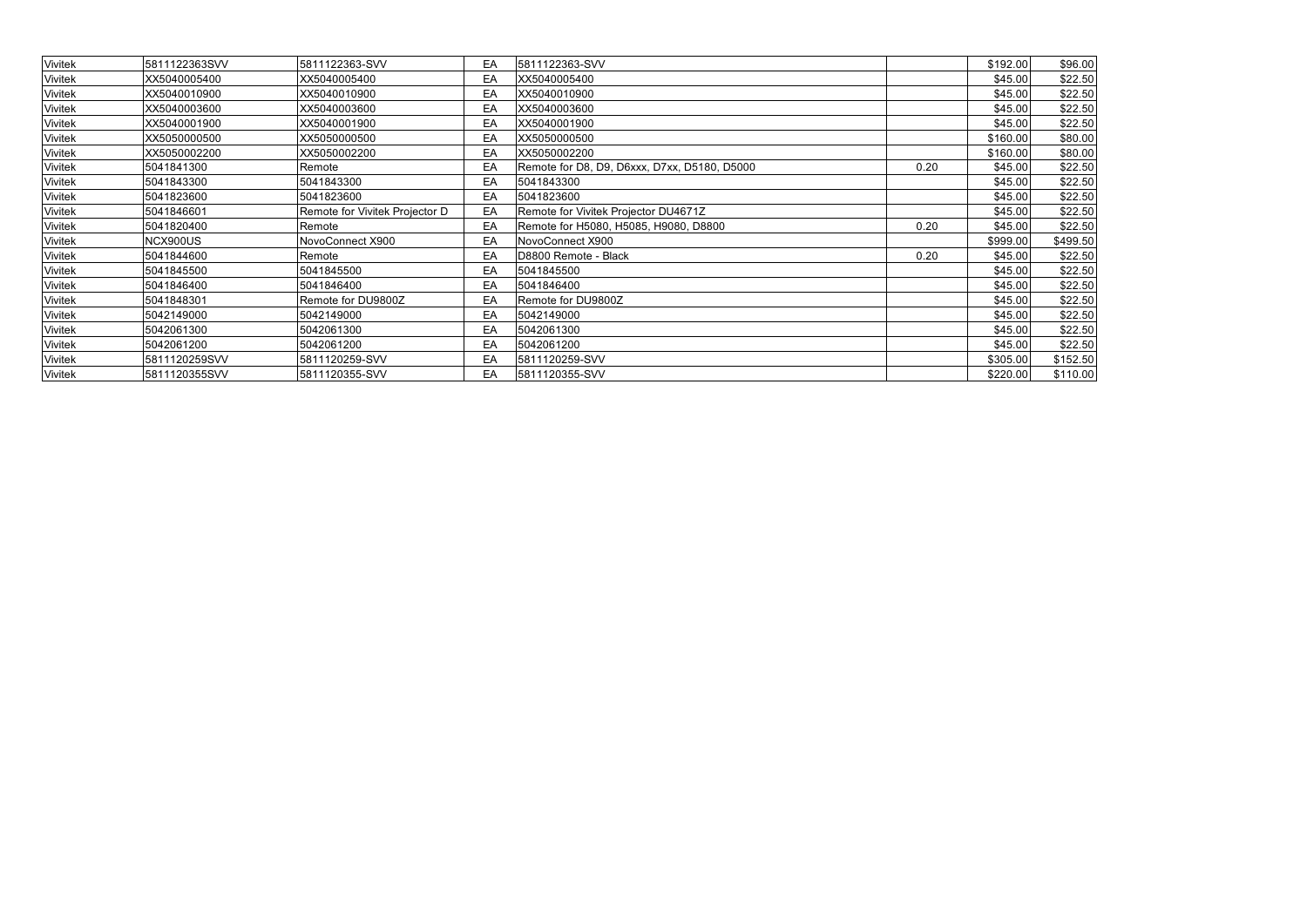| | | | | | | | |
|---|---|---|---|---|---|---|---|
| Vivitek | 5811122363SVV | 5811122363-SVV | EA | 5811122363-SVV | | $192.00 | $96.00 |
| Vivitek | XX5040005400 | XX5040005400 | EA | XX5040005400 | | $45.00 | $22.50 |
| Vivitek | XX5040010900 | XX5040010900 | EA | XX5040010900 | | $45.00 | $22.50 |
| Vivitek | XX5040003600 | XX5040003600 | EA | XX5040003600 | | $45.00 | $22.50 |
| Vivitek | XX5040001900 | XX5040001900 | EA | XX5040001900 | | $45.00 | $22.50 |
| Vivitek | XX5050000500 | XX5050000500 | EA | XX5050000500 | | $160.00 | $80.00 |
| Vivitek | XX5050002200 | XX5050002200 | EA | XX5050002200 | | $160.00 | $80.00 |
| Vivitek | 5041841300 | Remote | EA | Remote for D8, D9, D6xxx, D7xx, D5180, D5000 | 0.20 | $45.00 | $22.50 |
| Vivitek | 5041843300 | 5041843300 | EA | 5041843300 | | $45.00 | $22.50 |
| Vivitek | 5041823600 | 5041823600 | EA | 5041823600 | | $45.00 | $22.50 |
| Vivitek | 5041846601 | Remote for Vivitek Projector D | EA | Remote for Vivitek Projector DU4671Z | | $45.00 | $22.50 |
| Vivitek | 5041820400 | Remote | EA | Remote for H5080, H5085, H9080, D8800 | 0.20 | $45.00 | $22.50 |
| Vivitek | NCX900US | NovoConnect X900 | EA | NovoConnect X900 | | $999.00 | $499.50 |
| Vivitek | 5041844600 | Remote | EA | D8800 Remote - Black | 0.20 | $45.00 | $22.50 |
| Vivitek | 5041845500 | 5041845500 | EA | 5041845500 | | $45.00 | $22.50 |
| Vivitek | 5041846400 | 5041846400 | EA | 5041846400 | | $45.00 | $22.50 |
| Vivitek | 5041848301 | Remote for DU9800Z | EA | Remote for DU9800Z | | $45.00 | $22.50 |
| Vivitek | 5042149000 | 5042149000 | EA | 5042149000 | | $45.00 | $22.50 |
| Vivitek | 5042061300 | 5042061300 | EA | 5042061300 | | $45.00 | $22.50 |
| Vivitek | 5042061200 | 5042061200 | EA | 5042061200 | | $45.00 | $22.50 |
| Vivitek | 5811120259SVV | 5811120259-SVV | EA | 5811120259-SVV | | $305.00 | $152.50 |
| Vivitek | 5811120355SVV | 5811120355-SVV | EA | 5811120355-SVV | | $220.00 | $110.00 |